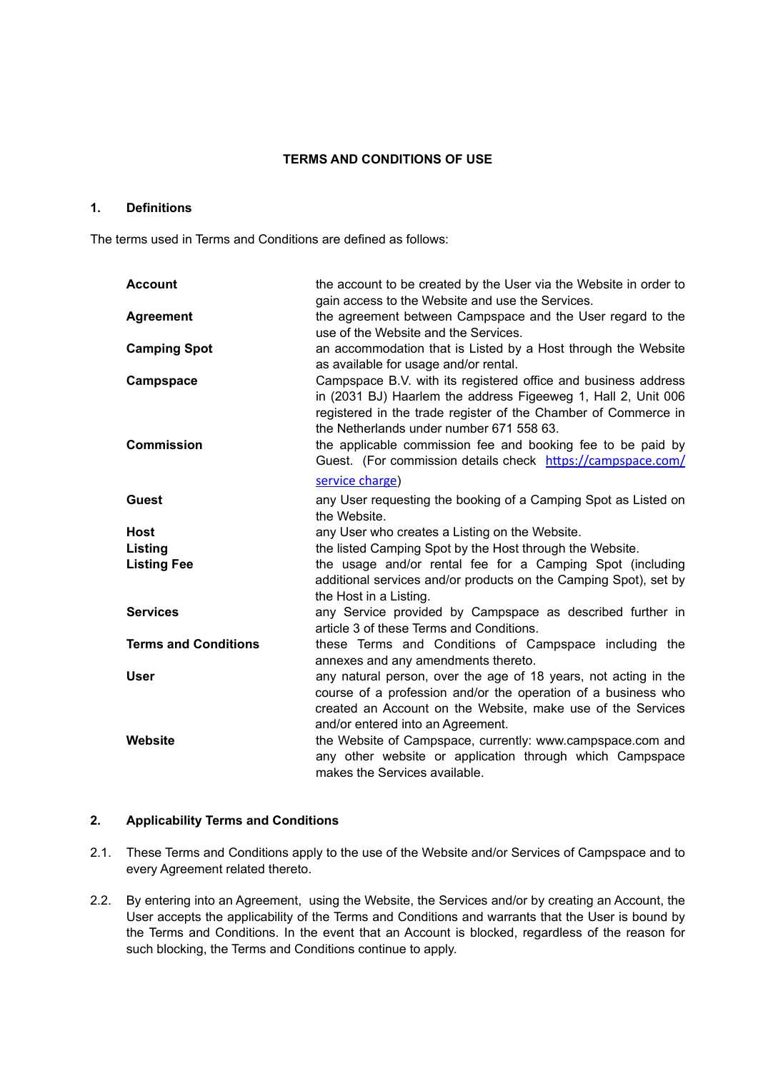# TERMS AND CONDITIONS OF USE

## 1. Definitions

The terms used in Terms and Conditions are defined as follows:

| | |
|---|---|
| **Account** | the account to be created by the User via the Website in order to gain access to the Website and use the Services. |
| **Agreement** | the agreement between Campspace and the User regard to the use of the Website and the Services. |
| **Camping Spot** | an accommodation that is Listed by a Host through the Website as available for usage and/or rental. |
| **Campspace** | Campspace B.V. with its registered office and business address in (2031 BJ) Haarlem the address Figeweg 1, Hall 2, Unit 006 registered in the trade register of the Chamber of Commerce in the Netherlands under number 671 558 63. |
| **Commission** | the applicable commission fee and booking fee to be paid by Guest. (For commission details check https://campspace.com/service charge) |
| **Guest** | any User requesting the booking of a Camping Spot as Listed on the Website. |
| **Host** | any User who creates a Listing on the Website. |
| **Listing** | the listed Camping Spot by the Host through the Website. |
| **Listing Fee** | the usage and/or rental fee for a Camping Spot (including additional services and/or products on the Camping Spot), set by the Host in a Listing. |
| **Services** | any Service provided by Campspace as described further in article 3 of these Terms and Conditions. |
| **Terms and Conditions** | these Terms and Conditions of Campspace including the annexes and any amendments thereto. |
| **User** | any natural person, over the age of 18 years, not acting in the course of a profession and/or the operation of a business who created an Account on the Website, make use of the Services and/or entered into an Agreement. |
| **Website** | the Website of Campspace, currently: www.campspace.com and any other website or application through which Campspace makes the Services available. |

## 2. Applicability Terms and Conditions

2.1. These Terms and Conditions apply to the use of the Website and/or Services of Campspace and to every Agreement related thereto.

2.2. By entering into an Agreement, using the Website, the Services and/or by creating an Account, the User accepts the applicability of the Terms and Conditions and warrants that the User is bound by the Terms and Conditions. In the event that an Account is blocked, regardless of the reason for such blocking, the Terms and Conditions continue to apply.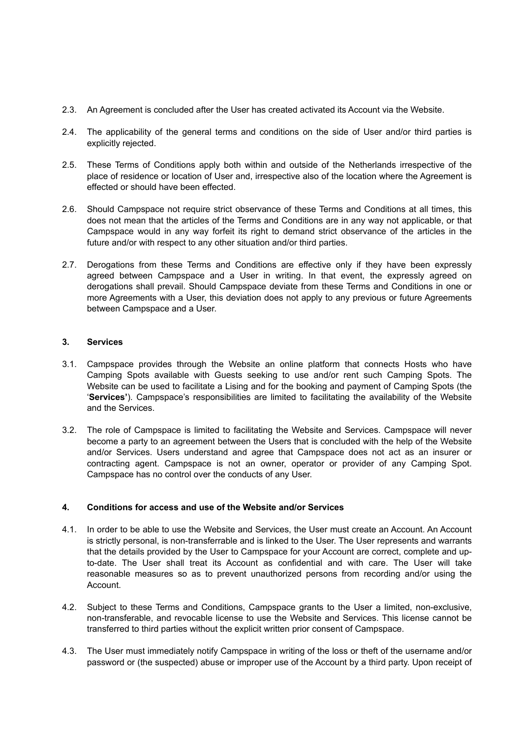2.3. An Agreement is concluded after the User has created activated its Account via the Website.

2.4. The applicability of the general terms and conditions on the side of User and/or third parties is explicitly rejected.

2.5. These Terms of Conditions apply both within and outside of the Netherlands irrespective of the place of residence or location of User and, irrespective also of the location where the Agreement is effected or should have been effected.

2.6. Should Campspace not require strict observance of these Terms and Conditions at all times, this does not mean that the articles of the Terms and Conditions are in any way not applicable, or that Campspace would in any way forfeit its right to demand strict observance of the articles in the future and/or with respect to any other situation and/or third parties.

2.7. Derogations from these Terms and Conditions are effective only if they have been expressly agreed between Campspace and a User in writing. In that event, the expressly agreed on derogations shall prevail. Should Campspace deviate from these Terms and Conditions in one or more Agreements with a User, this deviation does not apply to any previous or future Agreements between Campspace and a User.

## 3. Services

3.1. Campspace provides through the Website an online platform that connects Hosts who have Camping Spots available with Guests seeking to use and/or rent such Camping Spots. The Website can be used to facilitate a Lising and for the booking and payment of Camping Spots (the '**Services'**). Campspace's responsibilities are limited to facilitating the availability of the Website and the Services.

3.2. The role of Campspace is limited to facilitating the Website and Services. Campspace will never become a party to an agreement between the Users that is concluded with the help of the Website and/or Services. Users understand and agree that Campspace does not act as an insurer or contracting agent. Campspace is not an owner, operator or provider of any Camping Spot. Campspace has no control over the conducts of any User.

## 4. Conditions for access and use of the Website and/or Services

4.1. In order to be able to use the Website and Services, the User must create an Account. An Account is strictly personal, is non-transferrable and is linked to the User. The User represents and warrants that the details provided by the User to Campspace for your Account are correct, complete and up-to-date. The User shall treat its Account as confidential and with care. The User will take reasonable measures so as to prevent unauthorized persons from recording and/or using the Account.

4.2. Subject to these Terms and Conditions, Campspace grants to the User a limited, non-exclusive, non-transferable, and revocable license to use the Website and Services. This license cannot be transferred to third parties without the explicit written prior consent of Campspace.

4.3. The User must immediately notify Campspace in writing of the loss or theft of the username and/or password or (the suspected) abuse or improper use of the Account by a third party. Upon receipt of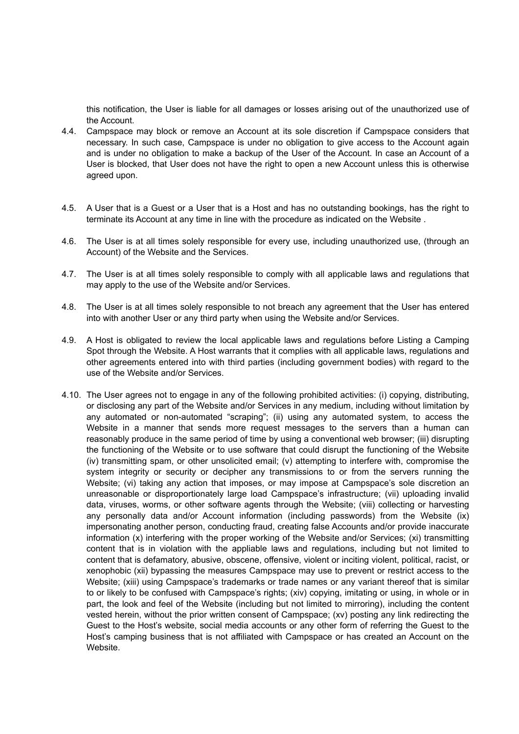this notification, the User is liable for all damages or losses arising out of the unauthorized use of the Account.

4.4. Campspace may block or remove an Account at its sole discretion if Campspace considers that necessary. In such case, Campspace is under no obligation to give access to the Account again and is under no obligation to make a backup of the User of the Account. In case an Account of a User is blocked, that User does not have the right to open a new Account unless this is otherwise agreed upon.

4.5. A User that is a Guest or a User that is a Host and has no outstanding bookings, has the right to terminate its Account at any time in line with the procedure as indicated on the Website .

4.6. The User is at all times solely responsible for every use, including unauthorized use, (through an Account) of the Website and the Services.

4.7. The User is at all times solely responsible to comply with all applicable laws and regulations that may apply to the use of the Website and/or Services.

4.8. The User is at all times solely responsible to not breach any agreement that the User has entered into with another User or any third party when using the Website and/or Services.

4.9. A Host is obligated to review the local applicable laws and regulations before Listing a Camping Spot through the Website. A Host warrants that it complies with all applicable laws, regulations and other agreements entered into with third parties (including government bodies) with regard to the use of the Website and/or Services.

4.10. The User agrees not to engage in any of the following prohibited activities: (i) copying, distributing, or disclosing any part of the Website and/or Services in any medium, including without limitation by any automated or non-automated "scraping"; (ii) using any automated system, to access the Website in a manner that sends more request messages to the servers than a human can reasonably produce in the same period of time by using a conventional web browser; (iii) disrupting the functioning of the Website or to use software that could disrupt the functioning of the Website (iv) transmitting spam, or other unsolicited email; (v) attempting to interfere with, compromise the system integrity or security or decipher any transmissions to or from the servers running the Website; (vi) taking any action that imposes, or may impose at Campspace's sole discretion an unreasonable or disproportionately large load Campspace's infrastructure; (vii) uploading invalid data, viruses, worms, or other software agents through the Website; (viii) collecting or harvesting any personally data and/or Account information (including passwords) from the Website (ix) impersonating another person, conducting fraud, creating false Accounts and/or provide inaccurate information (x) interfering with the proper working of the Website and/or Services; (xi) transmitting content that is in violation with the appliable laws and regulations, including but not limited to content that is defamatory, abusive, obscene, offensive, violent or inciting violent, political, racist, or xenophobic (xii) bypassing the measures Campspace may use to prevent or restrict access to the Website; (xiii) using Campspace's trademarks or trade names or any variant thereof that is similar to or likely to be confused with Campspace's rights; (xiv) copying, imitating or using, in whole or in part, the look and feel of the Website (including but not limited to mirroring), including the content vested herein, without the prior written consent of Campspace; (xv) posting any link redirecting the Guest to the Host's website, social media accounts or any other form of referring the Guest to the Host's camping business that is not affiliated with Campspace or has created an Account on the Website.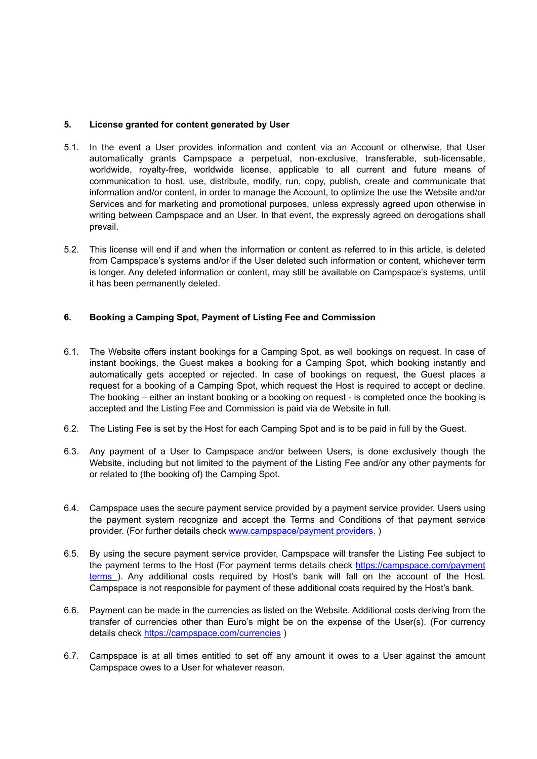## 5. License granted for content generated by User

5.1. In the event a User provides information and content via an Account or otherwise, that User automatically grants Campspace a perpetual, non-exclusive, transferable, sub-licensable, worldwide, royalty-free, worldwide license, applicable to all current and future means of communication to host, use, distribute, modify, run, copy, publish, create and communicate that information and/or content, in order to manage the Account, to optimize the use the Website and/or Services and for marketing and promotional purposes, unless expressly agreed upon otherwise in writing between Campspace and an User. In that event, the expressly agreed on derogations shall prevail.

5.2. This license will end if and when the information or content as referred to in this article, is deleted from Campspace's systems and/or if the User deleted such information or content, whichever term is longer. Any deleted information or content, may still be available on Campspace's systems, until it has been permanently deleted.

## 6. Booking a Camping Spot, Payment of Listing Fee and Commission

6.1. The Website offers instant bookings for a Camping Spot, as well bookings on request. In case of instant bookings, the Guest makes a booking for a Camping Spot, which booking instantly and automatically gets accepted or rejected. In case of bookings on request, the Guest places a request for a booking of a Camping Spot, which request the Host is required to accept or decline. The booking – either an instant booking or a booking on request - is completed once the booking is accepted and the Listing Fee and Commission is paid via de Website in full.

6.2. The Listing Fee is set by the Host for each Camping Spot and is to be paid in full by the Guest.

6.3. Any payment of a User to Campspace and/or between Users, is done exclusively though the Website, including but not limited to the payment of the Listing Fee and/or any other payments for or related to (the booking of) the Camping Spot.

6.4. Campspace uses the secure payment service provided by a payment service provider. Users using the payment system recognize and accept the Terms and Conditions of that payment service provider. (For further details check [www.campspace/payment providers.](www.campspace/payment providers.) )

6.5. By using the secure payment service provider, Campspace will transfer the Listing Fee subject to the payment terms to the Host (For payment terms details check [https://campspace.com/payment terms](https://campspace.com/payment terms) ). Any additional costs required by Host's bank will fall on the account of the Host. Campspace is not responsible for payment of these additional costs required by the Host's bank.

6.6. Payment can be made in the currencies as listed on the Website. Additional costs deriving from the transfer of currencies other than Euro's might be on the expense of the User(s). (For currency details check [https://campspace.com/currencies](https://campspace.com/currencies) )

6.7. Campspace is at all times entitled to set off any amount it owes to a User against the amount Campspace owes to a User for whatever reason.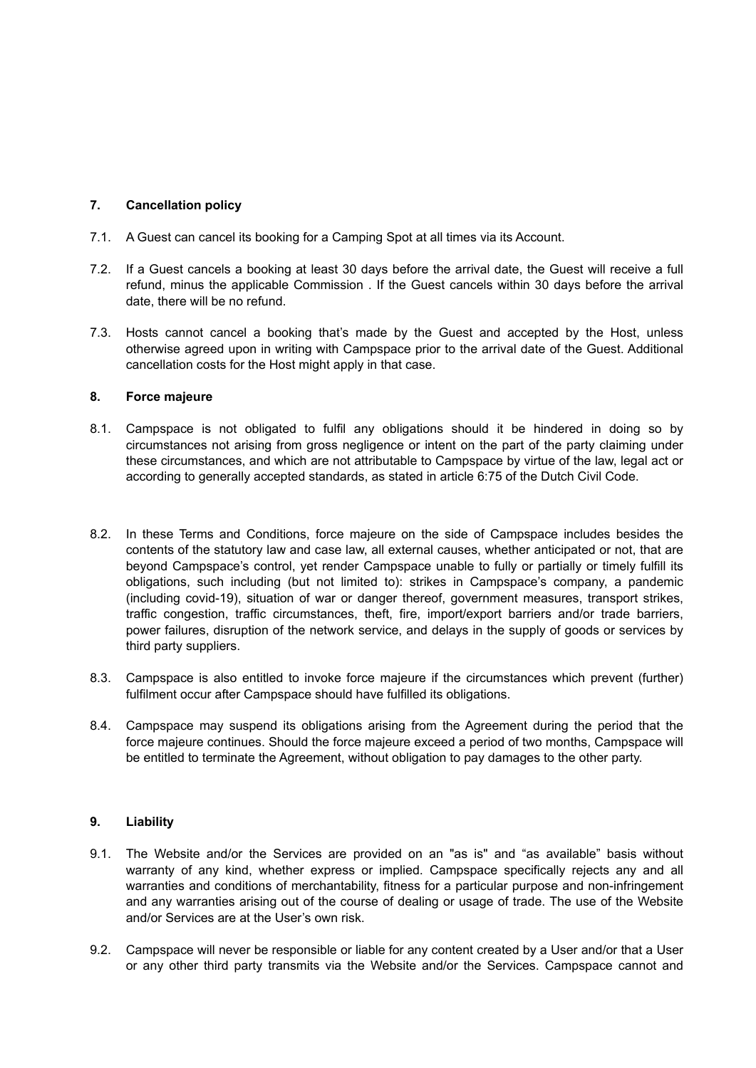## 7. Cancellation policy

7.1. A Guest can cancel its booking for a Camping Spot at all times via its Account.

7.2. If a Guest cancels a booking at least 30 days before the arrival date, the Guest will receive a full refund, minus the applicable Commission . If the Guest cancels within 30 days before the arrival date, there will be no refund.

7.3. Hosts cannot cancel a booking that's made by the Guest and accepted by the Host, unless otherwise agreed upon in writing with Campspace prior to the arrival date of the Guest. Additional cancellation costs for the Host might apply in that case.

## 8. Force majeure

8.1. Campspace is not obligated to fulfil any obligations should it be hindered in doing so by circumstances not arising from gross negligence or intent on the part of the party claiming under these circumstances, and which are not attributable to Campspace by virtue of the law, legal act or according to generally accepted standards, as stated in article 6:75 of the Dutch Civil Code.

8.2. In these Terms and Conditions, force majeure on the side of Campspace includes besides the contents of the statutory law and case law, all external causes, whether anticipated or not, that are beyond Campspace's control, yet render Campspace unable to fully or partially or timely fulfill its obligations, such including (but not limited to): strikes in Campspace's company, a pandemic (including covid-19), situation of war or danger thereof, government measures, transport strikes, traffic congestion, traffic circumstances, theft, fire, import/export barriers and/or trade barriers, power failures, disruption of the network service, and delays in the supply of goods or services by third party suppliers.

8.3. Campspace is also entitled to invoke force majeure if the circumstances which prevent (further) fulfilment occur after Campspace should have fulfilled its obligations.

8.4. Campspace may suspend its obligations arising from the Agreement during the period that the force majeure continues. Should the force majeure exceed a period of two months, Campspace will be entitled to terminate the Agreement, without obligation to pay damages to the other party.

## 9. Liability

9.1. The Website and/or the Services are provided on an "as is" and "as available" basis without warranty of any kind, whether express or implied. Campspace specifically rejects any and all warranties and conditions of merchantability, fitness for a particular purpose and non-infringement and any warranties arising out of the course of dealing or usage of trade. The use of the Website and/or Services are at the User's own risk.

9.2. Campspace will never be responsible or liable for any content created by a User and/or that a User or any other third party transmits via the Website and/or the Services. Campspace cannot and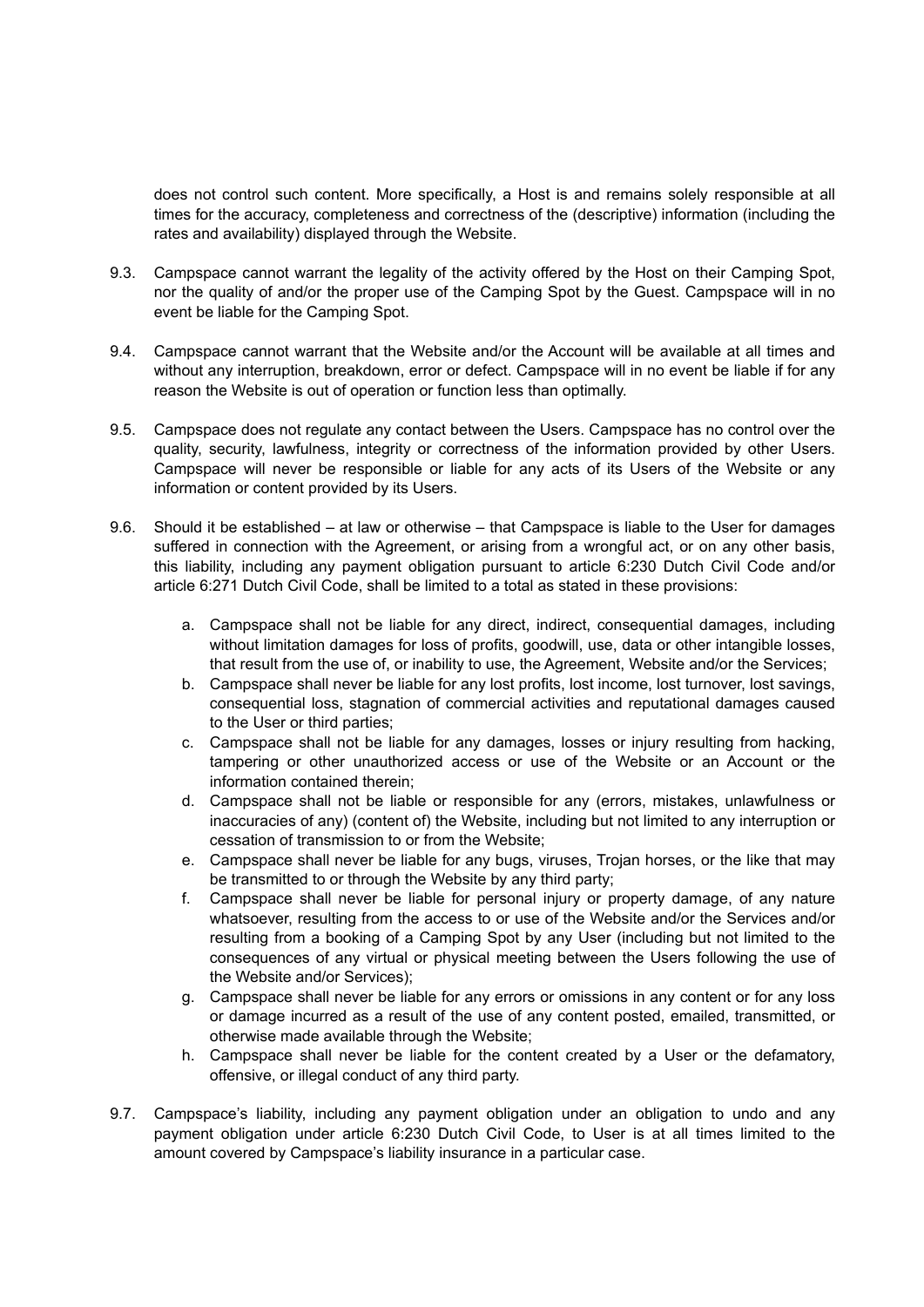does not control such content. More specifically, a Host is and remains solely responsible at all times for the accuracy, completeness and correctness of the (descriptive) information (including the rates and availability) displayed through the Website.

9.3. Campspace cannot warrant the legality of the activity offered by the Host on their Camping Spot, nor the quality of and/or the proper use of the Camping Spot by the Guest. Campspace will in no event be liable for the Camping Spot.

9.4. Campspace cannot warrant that the Website and/or the Account will be available at all times and without any interruption, breakdown, error or defect. Campspace will in no event be liable if for any reason the Website is out of operation or function less than optimally.

9.5. Campspace does not regulate any contact between the Users. Campspace has no control over the quality, security, lawfulness, integrity or correctness of the information provided by other Users. Campspace will never be responsible or liable for any acts of its Users of the Website or any information or content provided by its Users.

9.6. Should it be established – at law or otherwise – that Campspace is liable to the User for damages suffered in connection with the Agreement, or arising from a wrongful act, or on any other basis, this liability, including any payment obligation pursuant to article 6:230 Dutch Civil Code and/or article 6:271 Dutch Civil Code, shall be limited to a total as stated in these provisions:

   a. Campspace shall not be liable for any direct, indirect, consequential damages, including without limitation damages for loss of profits, goodwill, use, data or other intangible losses, that result from the use of, or inability to use, the Agreement, Website and/or the Services;
   b. Campspace shall never be liable for any lost profits, lost income, lost turnover, lost savings, consequential loss, stagnation of commercial activities and reputational damages caused to the User or third parties;
   c. Campspace shall not be liable for any damages, losses or injury resulting from hacking, tampering or other unauthorized access or use of the Website or an Account or the information contained therein;
   d. Campspace shall not be liable or responsible for any (errors, mistakes, unlawfulness or inaccuracies of any) (content of) the Website, including but not limited to any interruption or cessation of transmission to or from the Website;
   e. Campspace shall never be liable for any bugs, viruses, Trojan horses, or the like that may be transmitted to or through the Website by any third party;
   f. Campspace shall never be liable for personal injury or property damage, of any nature whatsoever, resulting from the access to or use of the Website and/or the Services and/or resulting from a booking of a Camping Spot by any User (including but not limited to the consequences of any virtual or physical meeting between the Users following the use of the Website and/or Services);
   g. Campspace shall never be liable for any errors or omissions in any content or for any loss or damage incurred as a result of the use of any content posted, emailed, transmitted, or otherwise made available through the Website;
   h. Campspace shall never be liable for the content created by a User or the defamatory, offensive, or illegal conduct of any third party.

9.7. Campspace's liability, including any payment obligation under an obligation to undo and any payment obligation under article 6:230 Dutch Civil Code, to User is at all times limited to the amount covered by Campspace's liability insurance in a particular case.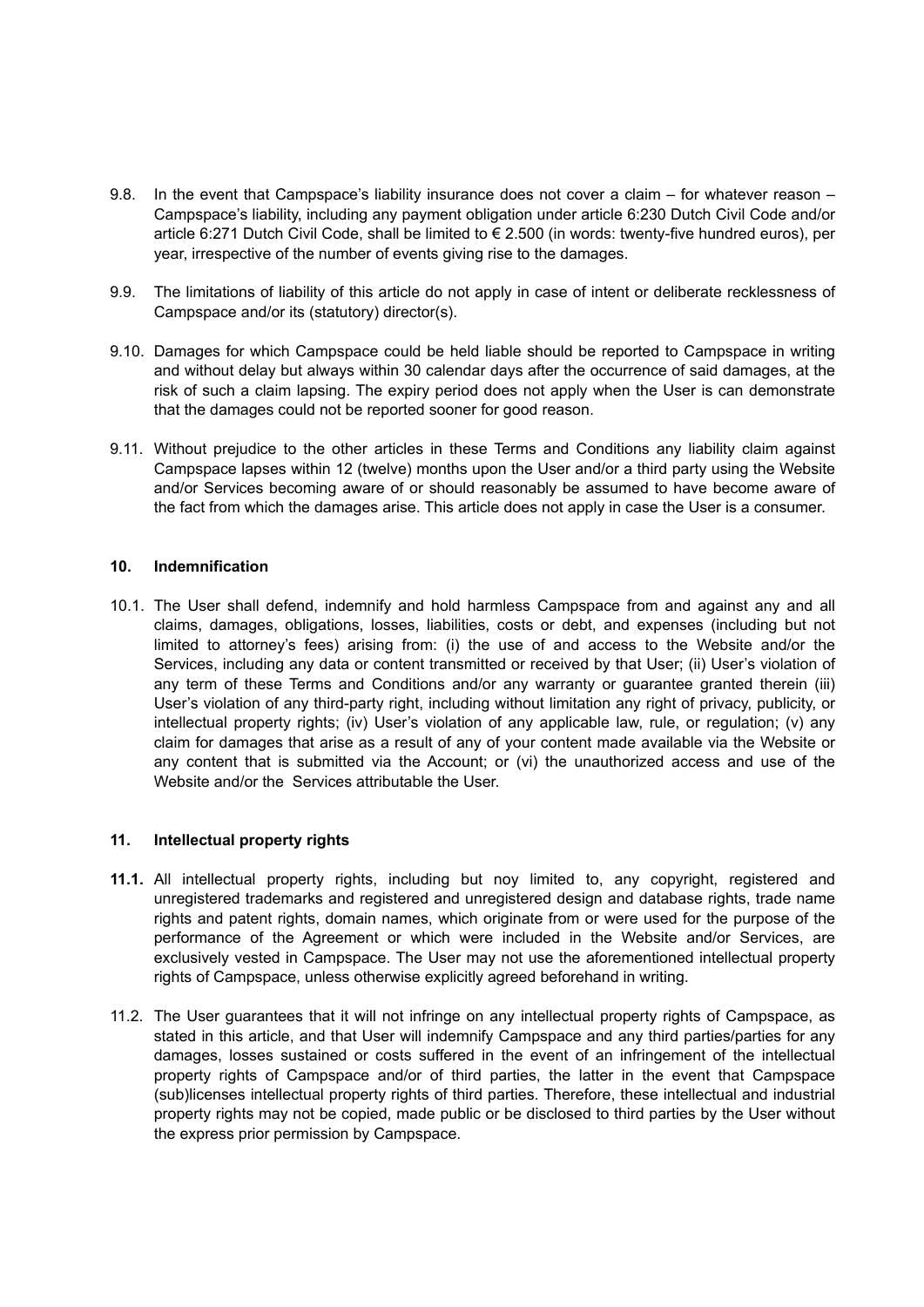9.8. In the event that Campspace's liability insurance does not cover a claim – for whatever reason – Campspace's liability, including any payment obligation under article 6:230 Dutch Civil Code and/or article 6:271 Dutch Civil Code, shall be limited to € 2.500 (in words: twenty-five hundred euros), per year, irrespective of the number of events giving rise to the damages.

9.9. The limitations of liability of this article do not apply in case of intent or deliberate recklessness of Campspace and/or its (statutory) director(s).

9.10. Damages for which Campspace could be held liable should be reported to Campspace in writing and without delay but always within 30 calendar days after the occurrence of said damages, at the risk of such a claim lapsing. The expiry period does not apply when the User is can demonstrate that the damages could not be reported sooner for good reason.

9.11. Without prejudice to the other articles in these Terms and Conditions any liability claim against Campspace lapses within 12 (twelve) months upon the User and/or a third party using the Website and/or Services becoming aware of or should reasonably be assumed to have become aware of the fact from which the damages arise. This article does not apply in case the User is a consumer.

## 10. Indemnification

10.1. The User shall defend, indemnify and hold harmless Campspace from and against any and all claims, damages, obligations, losses, liabilities, costs or debt, and expenses (including but not limited to attorney's fees) arising from: (i) the use of and access to the Website and/or the Services, including any data or content transmitted or received by that User; (ii) User's violation of any term of these Terms and Conditions and/or any warranty or guarantee granted therein (iii) User's violation of any third-party right, including without limitation any right of privacy, publicity, or intellectual property rights; (iv) User's violation of any applicable law, rule, or regulation; (v) any claim for damages that arise as a result of any of your content made available via the Website or any content that is submitted via the Account; or (vi) the unauthorized access and use of the Website and/or the Services attributable the User.

## 11. Intellectual property rights

**11.1.** All intellectual property rights, including but noy limited to, any copyright, registered and unregistered trademarks and registered and unregistered design and database rights, trade name rights and patent rights, domain names, which originate from or were used for the purpose of the performance of the Agreement or which were included in the Website and/or Services, are exclusively vested in Campspace. The User may not use the aforementioned intellectual property rights of Campspace, unless otherwise explicitly agreed beforehand in writing.

11.2. The User guarantees that it will not infringe on any intellectual property rights of Campspace, as stated in this article, and that User will indemnify Campspace and any third parties/parties for any damages, losses sustained or costs suffered in the event of an infringement of the intellectual property rights of Campspace and/or of third parties, the latter in the event that Campspace (sub)licenses intellectual property rights of third parties. Therefore, these intellectual and industrial property rights may not be copied, made public or be disclosed to third parties by the User without the express prior permission by Campspace.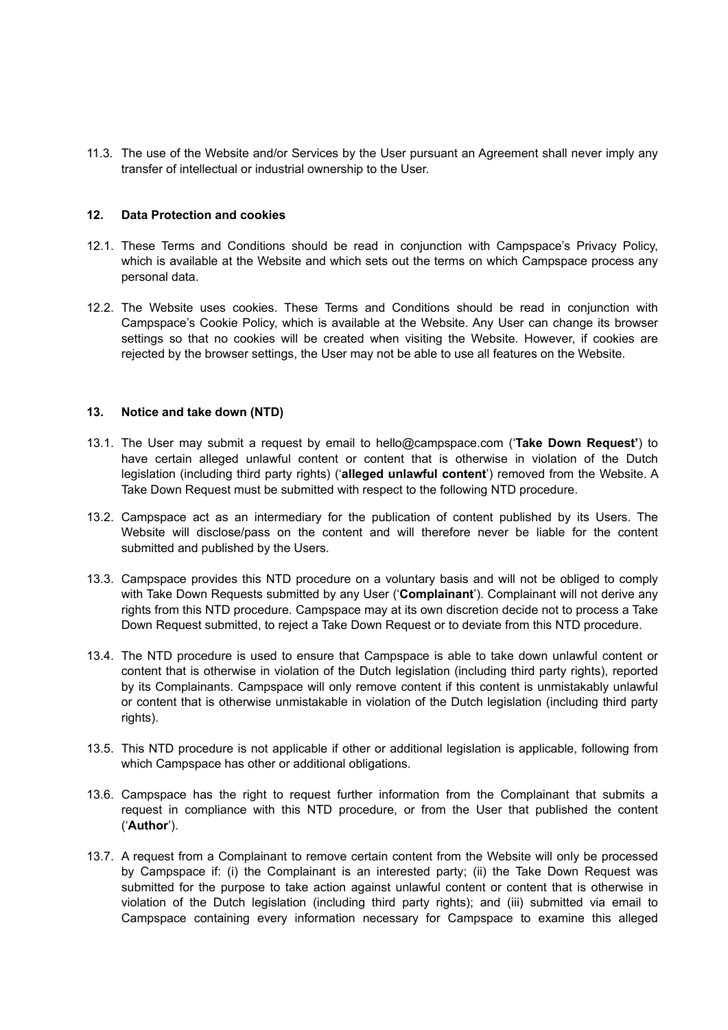11.3. The use of the Website and/or Services by the User pursuant an Agreement shall never imply any transfer of intellectual or industrial ownership to the User.

## 12. Data Protection and cookies

12.1. These Terms and Conditions should be read in conjunction with Campspace's Privacy Policy, which is available at the Website and which sets out the terms on which Campspace process any personal data.

12.2. The Website uses cookies. These Terms and Conditions should be read in conjunction with Campspace's Cookie Policy, which is available at the Website. Any User can change its browser settings so that no cookies will be created when visiting the Website. However, if cookies are rejected by the browser settings, the User may not be able to use all features on the Website.

## 13. Notice and take down (NTD)

13.1. The User may submit a request by email to hello@campspace.com ('**Take Down Request'**) to have certain alleged unlawful content or content that is otherwise in violation of the Dutch legislation (including third party rights) ('**alleged unlawful content**') removed from the Website. A Take Down Request must be submitted with respect to the following NTD procedure.

13.2. Campspace act as an intermediary for the publication of content published by its Users. The Website will disclose/pass on the content and will therefore never be liable for the content submitted and published by the Users.

13.3. Campspace provides this NTD procedure on a voluntary basis and will not be obliged to comply with Take Down Requests submitted by any User ('**Complainant**'). Complainant will not derive any rights from this NTD procedure. Campspace may at its own discretion decide not to process a Take Down Request submitted, to reject a Take Down Request or to deviate from this NTD procedure.

13.4. The NTD procedure is used to ensure that Campspace is able to take down unlawful content or content that is otherwise in violation of the Dutch legislation (including third party rights), reported by its Complainants. Campspace will only remove content if this content is unmistakably unlawful or content that is otherwise unmistakable in violation of the Dutch legislation (including third party rights).

13.5. This NTD procedure is not applicable if other or additional legislation is applicable, following from which Campspace has other or additional obligations.

13.6. Campspace has the right to request further information from the Complainant that submits a request in compliance with this NTD procedure, or from the User that published the content ('**Author**').

13.7. A request from a Complainant to remove certain content from the Website will only be processed by Campspace if: (i) the Complainant is an interested party; (ii) the Take Down Request was submitted for the purpose to take action against unlawful content or content that is otherwise in violation of the Dutch legislation (including third party rights); and (iii) submitted via email to Campspace containing every information necessary for Campspace to examine this alleged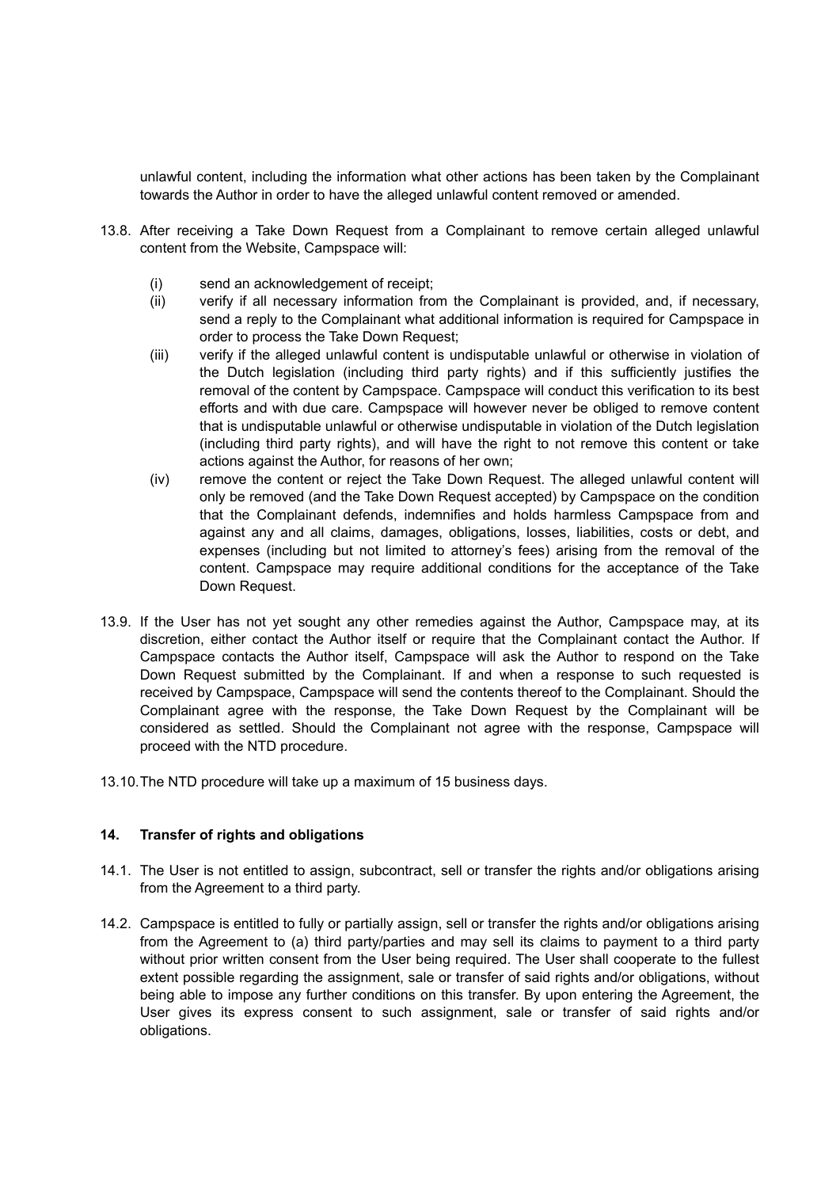unlawful content, including the information what other actions has been taken by the Complainant towards the Author in order to have the alleged unlawful content removed or amended.

13.8. After receiving a Take Down Request from a Complainant to remove certain alleged unlawful content from the Website, Campspace will:

(i) send an acknowledgement of receipt;

(ii) verify if all necessary information from the Complainant is provided, and, if necessary, send a reply to the Complainant what additional information is required for Campspace in order to process the Take Down Request;

(iii) verify if the alleged unlawful content is undisputable unlawful or otherwise in violation of the Dutch legislation (including third party rights) and if this sufficiently justifies the removal of the content by Campspace. Campspace will conduct this verification to its best efforts and with due care. Campspace will however never be obliged to remove content that is undisputable unlawful or otherwise undisputable in violation of the Dutch legislation (including third party rights), and will have the right to not remove this content or take actions against the Author, for reasons of her own;

(iv) remove the content or reject the Take Down Request. The alleged unlawful content will only be removed (and the Take Down Request accepted) by Campspace on the condition that the Complainant defends, indemnifies and holds harmless Campspace from and against any and all claims, damages, obligations, losses, liabilities, costs or debt, and expenses (including but not limited to attorney's fees) arising from the removal of the content. Campspace may require additional conditions for the acceptance of the Take Down Request.

13.9. If the User has not yet sought any other remedies against the Author, Campspace may, at its discretion, either contact the Author itself or require that the Complainant contact the Author. If Campspace contacts the Author itself, Campspace will ask the Author to respond on the Take Down Request submitted by the Complainant. If and when a response to such requested is received by Campspace, Campspace will send the contents thereof to the Complainant. Should the Complainant agree with the response, the Take Down Request by the Complainant will be considered as settled. Should the Complainant not agree with the response, Campspace will proceed with the NTD procedure.

13.10. The NTD procedure will take up a maximum of 15 business days.

### 14. Transfer of rights and obligations

14.1. The User is not entitled to assign, subcontract, sell or transfer the rights and/or obligations arising from the Agreement to a third party.

14.2. Campspace is entitled to fully or partially assign, sell or transfer the rights and/or obligations arising from the Agreement to (a) third party/parties and may sell its claims to payment to a third party without prior written consent from the User being required. The User shall cooperate to the fullest extent possible regarding the assignment, sale or transfer of said rights and/or obligations, without being able to impose any further conditions on this transfer. By upon entering the Agreement, the User gives its express consent to such assignment, sale or transfer of said rights and/or obligations.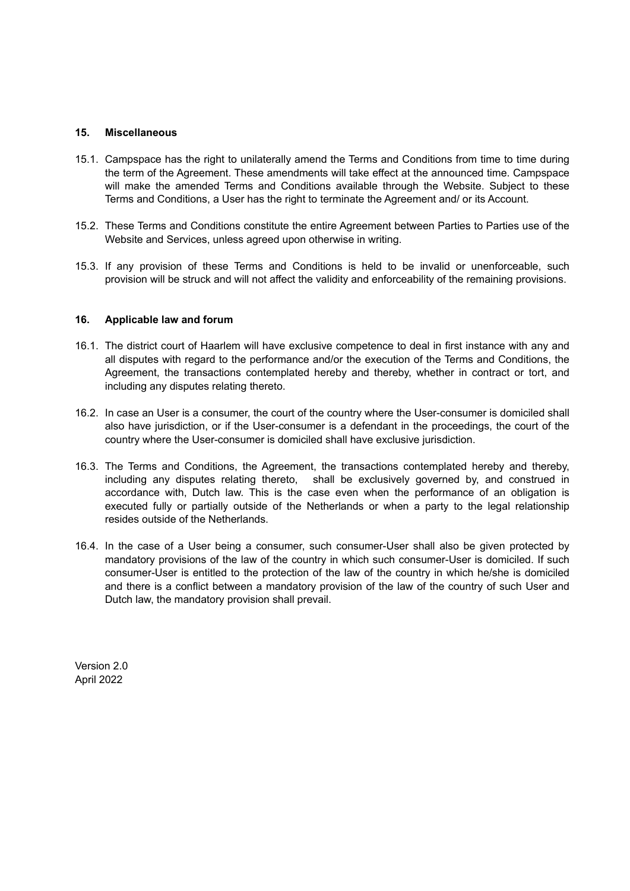## 15. Miscellaneous

15.1. Campspace has the right to unilaterally amend the Terms and Conditions from time to time during the term of the Agreement. These amendments will take effect at the announced time. Campspace will make the amended Terms and Conditions available through the Website. Subject to these Terms and Conditions, a User has the right to terminate the Agreement and/ or its Account.

15.2. These Terms and Conditions constitute the entire Agreement between Parties to Parties use of the Website and Services, unless agreed upon otherwise in writing.

15.3. If any provision of these Terms and Conditions is held to be invalid or unenforceable, such provision will be struck and will not affect the validity and enforceability of the remaining provisions.

## 16. Applicable law and forum

16.1. The district court of Haarlem will have exclusive competence to deal in first instance with any and all disputes with regard to the performance and/or the execution of the Terms and Conditions, the Agreement, the transactions contemplated hereby and thereby, whether in contract or tort, and including any disputes relating thereto.

16.2. In case an User is a consumer, the court of the country where the User-consumer is domiciled shall also have jurisdiction, or if the User-consumer is a defendant in the proceedings, the court of the country where the User-consumer is domiciled shall have exclusive jurisdiction.

16.3. The Terms and Conditions, the Agreement, the transactions contemplated hereby and thereby, including any disputes relating thereto, shall be exclusively governed by, and construed in accordance with, Dutch law. This is the case even when the performance of an obligation is executed fully or partially outside of the Netherlands or when a party to the legal relationship resides outside of the Netherlands.

16.4. In the case of a User being a consumer, such consumer-User shall also be given protected by mandatory provisions of the law of the country in which such consumer-User is domiciled. If such consumer-User is entitled to the protection of the law of the country in which he/she is domiciled and there is a conflict between a mandatory provision of the law of the country of such User and Dutch law, the mandatory provision shall prevail.

Version 2.0
April 2022